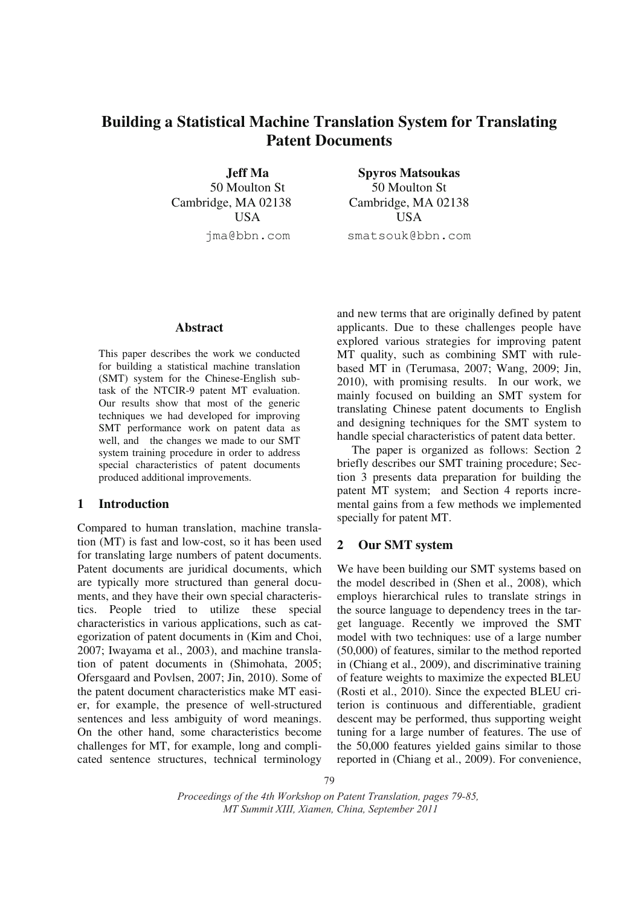# Building a Statistical Machine Translation System for Translating Patent Documents

**Jeff Ma**
50 Moulton St
Cambridge, MA 02138
USA
jma@bbn.com

**Spyros Matsoukas**
50 Moulton St
Cambridge, MA 02138
USA
smatsouk@bbn.com

## Abstract

This paper describes the work we conducted for building a statistical machine translation (SMT) system for the Chinese-English subtask of the NTCIR-9 patent MT evaluation. Our results show that most of the generic techniques we had developed for improving SMT performance work on patent data as well, and the changes we made to our SMT system training procedure in order to address special characteristics of patent documents produced additional improvements.

## 1 Introduction

Compared to human translation, machine translation (MT) is fast and low-cost, so it has been used for translating large numbers of patent documents. Patent documents are juridical documents, which are typically more structured than general documents, and they have their own special characteristics. People tried to utilize these special characteristics in various applications, such as categorization of patent documents in (Kim and Choi, 2007; Iwayama et al., 2003), and machine translation of patent documents in (Shimohata, 2005; Ofersgaard and Povlsen, 2007; Jin, 2010). Some of the patent document characteristics make MT easier, for example, the presence of well-structured sentences and less ambiguity of word meanings. On the other hand, some characteristics become challenges for MT, for example, long and complicated sentence structures, technical terminology and new terms that are originally defined by patent applicants. Due to these challenges people have explored various strategies for improving patent MT quality, such as combining SMT with rule-based MT in (Terumasa, 2007; Wang, 2009; Jin, 2010), with promising results. In our work, we mainly focused on building an SMT system for translating Chinese patent documents to English and designing techniques for the SMT system to handle special characteristics of patent data better.

The paper is organized as follows: Section 2 briefly describes our SMT training procedure; Section 3 presents data preparation for building the patent MT system; and Section 4 reports incremental gains from a few methods we implemented specially for patent MT.

## 2 Our SMT system

We have been building our SMT systems based on the model described in (Shen et al., 2008), which employs hierarchical rules to translate strings in the source language to dependency trees in the target language. Recently we improved the SMT model with two techniques: use of a large number (50,000) of features, similar to the method reported in (Chiang et al., 2009), and discriminative training of feature weights to maximize the expected BLEU (Rosti et al., 2010). Since the expected BLEU criterion is continuous and differentiable, gradient descent may be performed, thus supporting weight tuning for a large number of features. The use of the 50,000 features yielded gains similar to those reported in (Chiang et al., 2009). For convenience,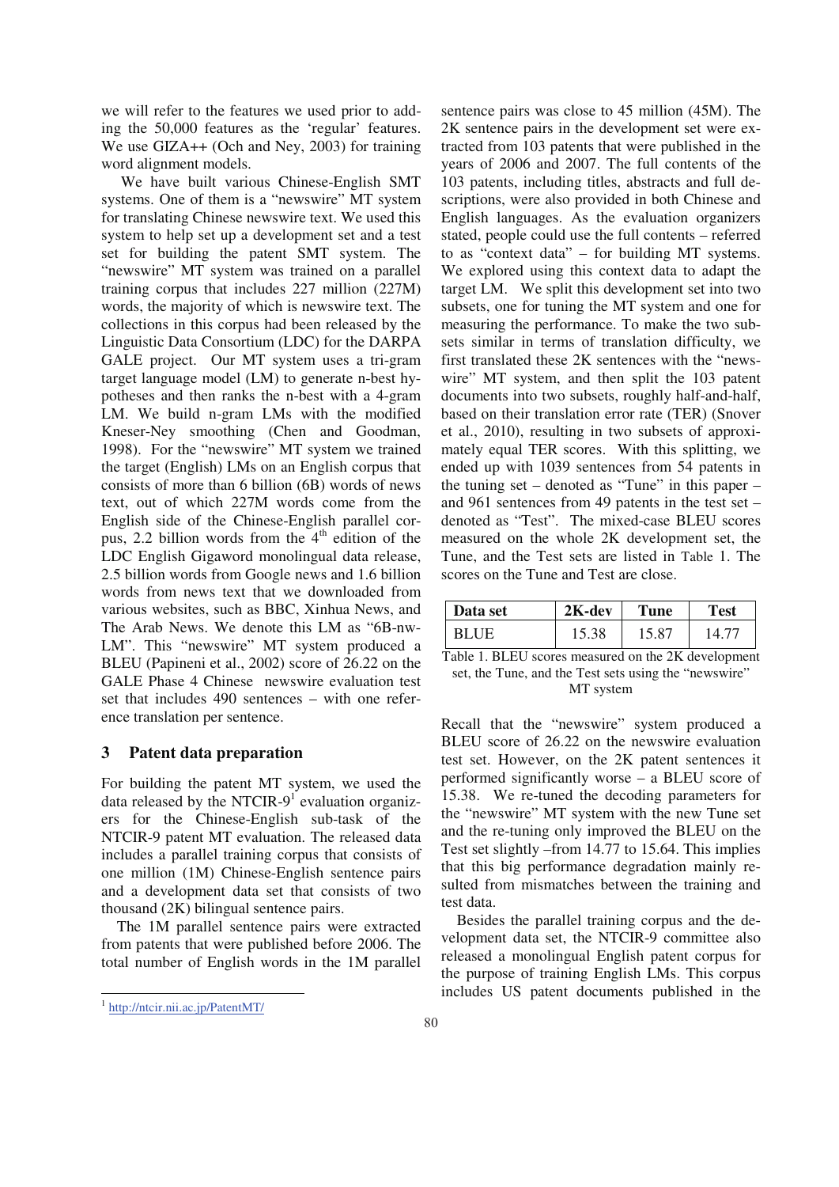we will refer to the features we used prior to adding the 50,000 features as the 'regular' features. We use GIZA++ (Och and Ney, 2003) for training word alignment models.

We have built various Chinese-English SMT systems. One of them is a "newswire" MT system for translating Chinese newswire text. We used this system to help set up a development set and a test set for building the patent SMT system. The "newswire" MT system was trained on a parallel training corpus that includes 227 million (227M) words, the majority of which is newswire text. The collections in this corpus had been released by the Linguistic Data Consortium (LDC) for the DARPA GALE project. Our MT system uses a tri-gram target language model (LM) to generate n-best hypotheses and then ranks the n-best with a 4-gram LM. We build n-gram LMs with the modified Kneser-Ney smoothing (Chen and Goodman, 1998). For the "newswire" MT system we trained the target (English) LMs on an English corpus that consists of more than 6 billion (6B) words of news text, out of which 227M words come from the English side of the Chinese-English parallel corpus, 2.2 billion words from the 4th edition of the LDC English Gigaword monolingual data release, 2.5 billion words from Google news and 1.6 billion words from news text that we downloaded from various websites, such as BBC, Xinhua News, and The Arab News. We denote this LM as "6B-nw-LM". This "newswire" MT system produced a BLEU (Papineni et al., 2002) score of 26.22 on the GALE Phase 4 Chinese newswire evaluation test set that includes 490 sentences – with one reference translation per sentence.

## 3 Patent data preparation

For building the patent MT system, we used the data released by the NTCIR-9[1] evaluation organizers for the Chinese-English sub-task of the NTCIR-9 patent MT evaluation. The released data includes a parallel training corpus that consists of one million (1M) Chinese-English sentence pairs and a development data set that consists of two thousand (2K) bilingual sentence pairs.

The 1M parallel sentence pairs were extracted from patents that were published before 2006. The total number of English words in the 1M parallel sentence pairs was close to 45 million (45M). The 2K sentence pairs in the development set were extracted from 103 patents that were published in the years of 2006 and 2007. The full contents of the 103 patents, including titles, abstracts and full descriptions, were also provided in both Chinese and English languages. As the evaluation organizers stated, people could use the full contents – referred to as "context data" – for building MT systems. We explored using this context data to adapt the target LM. We split this development set into two subsets, one for tuning the MT system and one for measuring the performance. To make the two subsets similar in terms of translation difficulty, we first translated these 2K sentences with the "newswire" MT system, and then split the 103 patent documents into two subsets, roughly half-and-half, based on their translation error rate (TER) (Snover et al., 2010), resulting in two subsets of approximately equal TER scores. With this splitting, we ended up with 1039 sentences from 54 patents in the tuning set – denoted as "Tune" in this paper – and 961 sentences from 49 patents in the test set – denoted as "Test". The mixed-case BLEU scores measured on the whole 2K development set, the Tune, and the Test sets are listed in Table 1. The scores on the Tune and Test are close.

| Data set | 2K-dev | Tune | Test |
|---|---|---|---|
| BLUE | 15.38 | 15.87 | 14.77 |

Table 1. BLEU scores measured on the 2K development set, the Tune, and the Test sets using the "newswire" MT system

Recall that the "newswire" system produced a BLEU score of 26.22 on the newswire evaluation test set. However, on the 2K patent sentences it performed significantly worse – a BLEU score of 15.38. We re-tuned the decoding parameters for the "newswire" MT system with the new Tune set and the re-tuning only improved the BLEU on the Test set slightly –from 14.77 to 15.64. This implies that this big performance degradation mainly resulted from mismatches between the training and test data.

Besides the parallel training corpus and the development data set, the NTCIR-9 committee also released a monolingual English patent corpus for the purpose of training English LMs. This corpus includes US patent documents published in the

[1] http://ntcir.nii.ac.jp/PatentMT/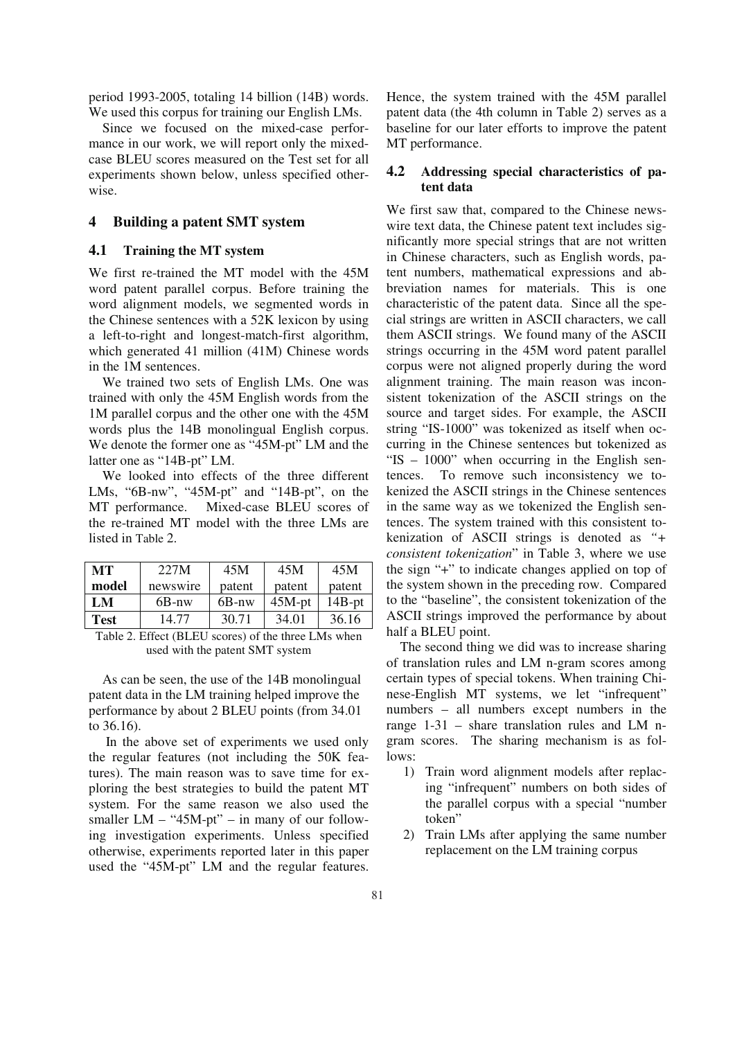period 1993-2005, totaling 14 billion (14B) words. We used this corpus for training our English LMs.

Since we focused on the mixed-case performance in our work, we will report only the mixed-case BLEU scores measured on the Test set for all experiments shown below, unless specified otherwise.

# 4 Building a patent SMT system

## 4.1 Training the MT system

We first re-trained the MT model with the 45M word patent parallel corpus. Before training the word alignment models, we segmented words in the Chinese sentences with a 52K lexicon by using a left-to-right and longest-match-first algorithm, which generated 41 million (41M) Chinese words in the 1M sentences.

We trained two sets of English LMs. One was trained with only the 45M English words from the 1M parallel corpus and the other one with the 45M words plus the 14B monolingual English corpus. We denote the former one as "45M-pt" LM and the latter one as "14B-pt" LM.

We looked into effects of the three different LMs, "6B-nw", "45M-pt" and "14B-pt", on the MT performance. Mixed-case BLEU scores of the re-trained MT model with the three LMs are listed in Table 2.

| **MT model** | 227M newswire | 45M patent | 45M patent | 45M patent |
|---|---|---|---|---|
| **LM** | 6B-nw | 6B-nw | 45M-pt | 14B-pt |
| **Test** | 14.77 | 30.71 | 34.01 | 36.16 |

Table 2. Effect (BLEU scores) of the three LMs when used with the patent SMT system

As can be seen, the use of the 14B monolingual patent data in the LM training helped improve the performance by about 2 BLEU points (from 34.01 to 36.16).

In the above set of experiments we used only the regular features (not including the 50K features). The main reason was to save time for exploring the best strategies to build the patent MT system. For the same reason we also used the smaller LM – "45M-pt" – in many of our following investigation experiments. Unless specified otherwise, experiments reported later in this paper used the "45M-pt" LM and the regular features. Hence, the system trained with the 45M parallel patent data (the 4th column in Table 2) serves as a baseline for our later efforts to improve the patent MT performance.

## 4.2 Addressing special characteristics of patent data

We first saw that, compared to the Chinese newswire text data, the Chinese patent text includes significantly more special strings that are not written in Chinese characters, such as English words, patent numbers, mathematical expressions and abbreviation names for materials. This is one characteristic of the patent data. Since all the special strings are written in ASCII characters, we call them ASCII strings. We found many of the ASCII strings occurring in the 45M word patent parallel corpus were not aligned properly during the word alignment training. The main reason was inconsistent tokenization of the ASCII strings on the source and target sides. For example, the ASCII string "IS-1000" was tokenized as itself when occurring in the Chinese sentences but tokenized as "IS – 1000" when occurring in the English sentences. To remove such inconsistency we tokenized the ASCII strings in the Chinese sentences in the same way as we tokenized the English sentences. The system trained with this consistent tokenization of ASCII strings is denoted as *"+ consistent tokenization*" in Table 3, where we use the sign "+" to indicate changes applied on top of the system shown in the preceding row. Compared to the "baseline", the consistent tokenization of the ASCII strings improved the performance by about half a BLEU point.

The second thing we did was to increase sharing of translation rules and LM n-gram scores among certain types of special tokens. When training Chinese-English MT systems, we let "infrequent" numbers – all numbers except numbers in the range 1-31 – share translation rules and LM n-gram scores. The sharing mechanism is as follows:

1) Train word alignment models after replacing "infrequent" numbers on both sides of the parallel corpus with a special "number token"
2) Train LMs after applying the same number replacement on the LM training corpus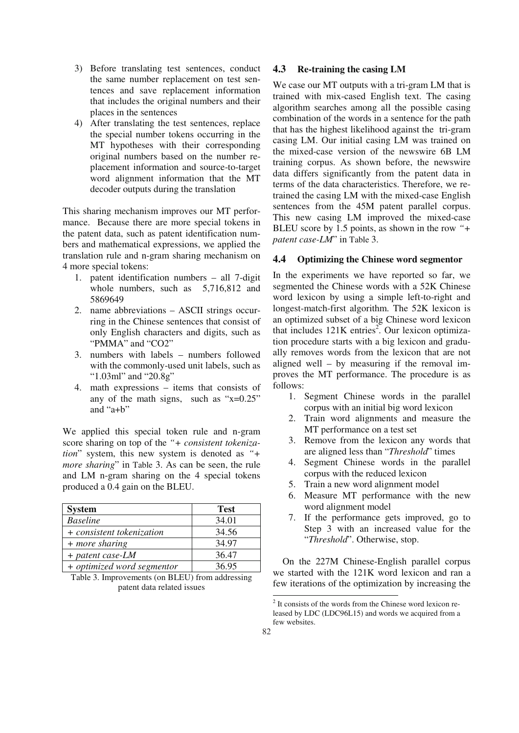3) Before translating test sentences, conduct the same number replacement on test sentences and save replacement information that includes the original numbers and their places in the sentences
4) After translating the test sentences, replace the special number tokens occurring in the MT hypotheses with their corresponding original numbers based on the number replacement information and source-to-target word alignment information that the MT decoder outputs during the translation

This sharing mechanism improves our MT performance. Because there are more special tokens in the patent data, such as patent identification numbers and mathematical expressions, we applied the translation rule and n-gram sharing mechanism on 4 more special tokens:

1. patent identification numbers – all 7-digit whole numbers, such as 5,716,812 and 5869649
2. name abbreviations – ASCII strings occurring in the Chinese sentences that consist of only English characters and digits, such as "PMMA" and "CO2"
3. numbers with labels – numbers followed with the commonly-used unit labels, such as "1.03ml" and "20.8g"
4. math expressions – items that consists of any of the math signs, such as "x=0.25" and "a+b"

We applied this special token rule and n-gram score sharing on top of the *"+ consistent tokenization"* system, this new system is denoted as *"+ more sharing"* in Table 3. As can be seen, the rule and LM n-gram sharing on the 4 special tokens produced a 0.4 gain on the BLEU.

| System | Test |
|---|---|
| *Baseline* | 34.01 |
| *+ consistent tokenization* | 34.56 |
| *+ more sharing* | 34.97 |
| *+ patent case-LM* | 36.47 |
| *+ optimized word segmentor* | 36.95 |

Table 3. Improvements (on BLEU) from addressing patent data related issues

### 4.3 Re-training the casing LM

We case our MT outputs with a tri-gram LM that is trained with mix-cased English text. The casing algorithm searches among all the possible casing combination of the words in a sentence for the path that has the highest likelihood against the tri-gram casing LM. Our initial casing LM was trained on the mixed-case version of the newswire 6B LM training corpus. As shown before, the newswire data differs significantly from the patent data in terms of the data characteristics. Therefore, we re-trained the casing LM with the mixed-case English sentences from the 45M patent parallel corpus. This new casing LM improved the mixed-case BLEU score by 1.5 points, as shown in the row *"+ patent case-LM"* in Table 3.

### 4.4 Optimizing the Chinese word segmentor

In the experiments we have reported so far, we segmented the Chinese words with a 52K Chinese word lexicon by using a simple left-to-right and longest-match-first algorithm. The 52K lexicon is an optimized subset of a big Chinese word lexicon that includes 121K entries[2]. Our lexicon optimization procedure starts with a big lexicon and gradually removes words from the lexicon that are not aligned well – by measuring if the removal improves the MT performance. The procedure is as follows:

1. Segment Chinese words in the parallel corpus with an initial big word lexicon
2. Train word alignments and measure the MT performance on a test set
3. Remove from the lexicon any words that are aligned less than "*Threshold*" times
4. Segment Chinese words in the parallel corpus with the reduced lexicon
5. Train a new word alignment model
6. Measure MT performance with the new word alignment model
7. If the performance gets improved, go to Step 3 with an increased value for the "*Threshold*". Otherwise, stop.

On the 227M Chinese-English parallel corpus we started with the 121K word lexicon and ran a few iterations of the optimization by increasing the

[2] It consists of the words from the Chinese word lexicon released by LDC (LDC96L15) and words we acquired from a few websites.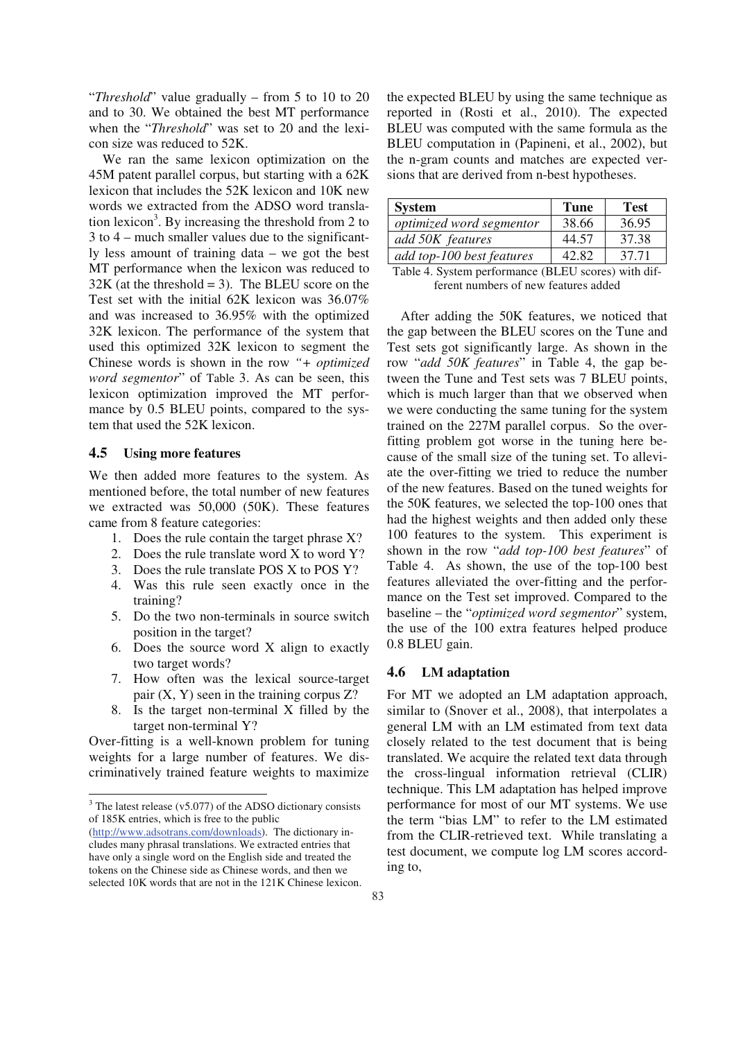"*Threshold*" value gradually – from 5 to 10 to 20 and to 30. We obtained the best MT performance when the "*Threshold*" was set to 20 and the lexicon size was reduced to 52K.

We ran the same lexicon optimization on the 45M patent parallel corpus, but starting with a 62K lexicon that includes the 52K lexicon and 10K new words we extracted from the ADSO word translation lexicon[3]. By increasing the threshold from 2 to 3 to 4 – much smaller values due to the significantly less amount of training data – we got the best MT performance when the lexicon was reduced to 32K (at the threshold = 3). The BLEU score on the Test set with the initial 62K lexicon was 36.07% and was increased to 36.95% with the optimized 32K lexicon. The performance of the system that used this optimized 32K lexicon to segment the Chinese words is shown in the row *"+ optimized word segmentor"* of Table 3. As can be seen, this lexicon optimization improved the MT performance by 0.5 BLEU points, compared to the system that used the 52K lexicon.

### 4.5 Using more features

We then added more features to the system. As mentioned before, the total number of new features we extracted was 50,000 (50K). These features came from 8 feature categories:

1. Does the rule contain the target phrase X?
2. Does the rule translate word X to word Y?
3. Does the rule translate POS X to POS Y?
4. Was this rule seen exactly once in the training?
5. Do the two non-terminals in source switch position in the target?
6. Does the source word X align to exactly two target words?
7. How often was the lexical source-target pair (X, Y) seen in the training corpus Z?
8. Is the target non-terminal X filled by the target non-terminal Y?

Over-fitting is a well-known problem for tuning weights for a large number of features. We discriminatively trained feature weights to maximize the expected BLEU by using the same technique as reported in (Rosti et al., 2010). The expected BLEU was computed with the same formula as the BLEU computation in (Papineni, et al., 2002), but the n-gram counts and matches are expected versions that are derived from n-best hypotheses.

| System | Tune | Test |
|---|---|---|
| *optimized word segmentor* | 38.66 | 36.95 |
| *add 50K features* | 44.57 | 37.38 |
| *add top-100 best features* | 42.82 | 37.71 |

Table 4. System performance (BLEU scores) with different numbers of new features added

After adding the 50K features, we noticed that the gap between the BLEU scores on the Tune and Test sets got significantly large. As shown in the row "*add 50K features*" in Table 4, the gap between the Tune and Test sets was 7 BLEU points, which is much larger than that we observed when we were conducting the same tuning for the system trained on the 227M parallel corpus. So the over-fitting problem got worse in the tuning here because of the small size of the tuning set. To alleviate the over-fitting we tried to reduce the number of the new features. Based on the tuned weights for the 50K features, we selected the top-100 ones that had the highest weights and then added only these 100 features to the system. This experiment is shown in the row "*add top-100 best features*" of Table 4. As shown, the use of the top-100 best features alleviated the over-fitting and the performance on the Test set improved. Compared to the baseline – the "*optimized word segmentor*" system, the use of the 100 extra features helped produce 0.8 BLEU gain.

### 4.6 LM adaptation

For MT we adopted an LM adaptation approach, similar to (Snover et al., 2008), that interpolates a general LM with an LM estimated from text data closely related to the test document that is being translated. We acquire the related text data through the cross-lingual information retrieval (CLIR) technique. This LM adaptation has helped improve performance for most of our MT systems. We use the term "bias LM" to refer to the LM estimated from the CLIR-retrieved text. While translating a test document, we compute log LM scores according to,

[3] The latest release (v5.077) of the ADSO dictionary consists of 185K entries, which is free to the public (http://www.adsotrans.com/downloads). The dictionary includes many phrasal translations. We extracted entries that have only a single word on the English side and treated the tokens on the Chinese side as Chinese words, and then we selected 10K words that are not in the 121K Chinese lexicon.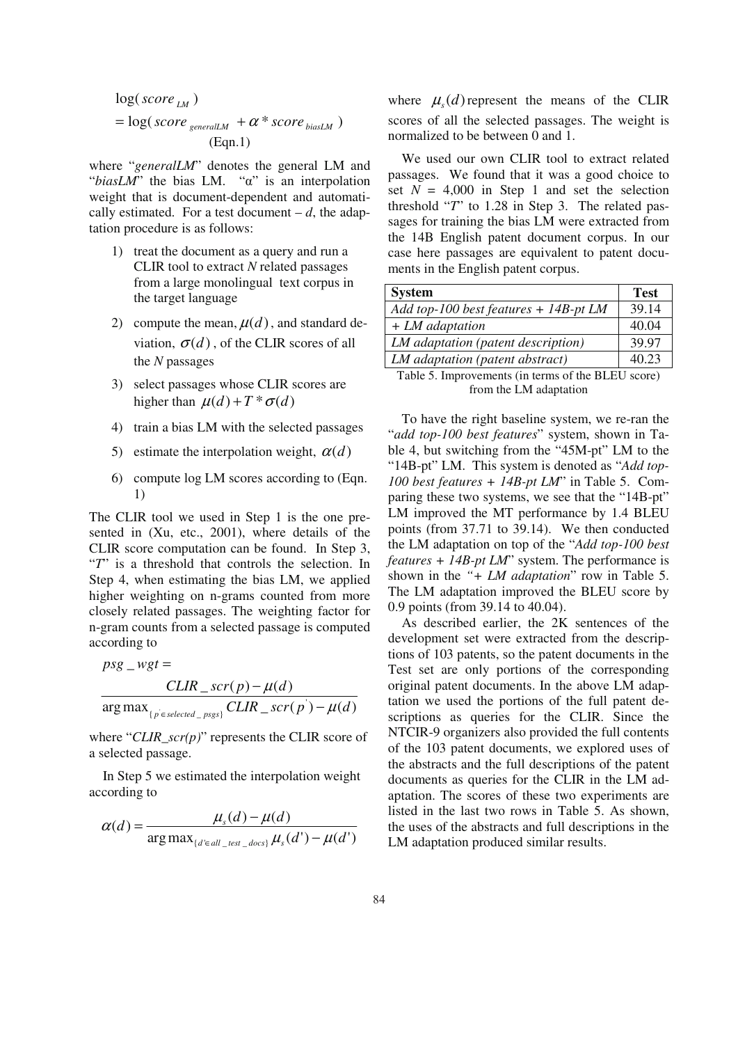$$\log(score_{LM}) = \log(score_{generalLM} + \alpha * score_{biasLM})$$
(Eqn.1)

where "*generalLM*" denotes the general LM and "*biasLM*" the bias LM. "α" is an interpolation weight that is document-dependent and automatically estimated. For a test document – $d$, the adaptation procedure is as follows:

1) treat the document as a query and run a CLIR tool to extract $N$ related passages from a large monolingual text corpus in the target language
2) compute the mean, $\mu(d)$, and standard deviation, $\sigma(d)$, of the CLIR scores of all the $N$ passages
3) select passages whose CLIR scores are higher than $\mu(d) + T * \sigma(d)$
4) train a bias LM with the selected passages
5) estimate the interpolation weight, $\alpha(d)$
6) compute log LM scores according to (Eqn. 1)

The CLIR tool we used in Step 1 is the one presented in (Xu, etc., 2001), where details of the CLIR score computation can be found. In Step 3, "$T$" is a threshold that controls the selection. In Step 4, when estimating the bias LM, we applied higher weighting on n-grams counted from more closely related passages. The weighting factor for n-gram counts from a selected passage is computed according to

$$psg\_wgt = \frac{CLIR\_scr(p) - \mu(d)}{\arg\max_{\{p' \in selected\_psgs\}} CLIR\_scr(p') - \mu(d)}$$

where "*CLIR_scr(p)*" represents the CLIR score of a selected passage.

In Step 5 we estimated the interpolation weight according to

$$\alpha(d) = \frac{\mu_s(d) - \mu(d)}{\arg\max_{\{d' \in all\_test\_docs\}} \mu_s(d') - \mu(d')}$$

where $\mu_s(d)$ represent the means of the CLIR scores of all the selected passages. The weight is normalized to be between 0 and 1.

We used our own CLIR tool to extract related passages. We found that it was a good choice to set $N$ = 4,000 in Step 1 and set the selection threshold "$T$" to 1.28 in Step 3. The related passages for training the bias LM were extracted from the 14B English patent document corpus. In our case here passages are equivalent to patent documents in the English patent corpus.

| System | Test |
|---|---|
| *Add top-100 best features + 14B-pt LM* | 39.14 |
| *+ LM adaptation* | 40.04 |
| *LM adaptation (patent description)* | 39.97 |
| *LM adaptation (patent abstract)* | 40.23 |

Table 5. Improvements (in terms of the BLEU score) from the LM adaptation

To have the right baseline system, we re-ran the "*add top-100 best features*" system, shown in Table 4, but switching from the "45M-pt" LM to the "14B-pt" LM. This system is denoted as "*Add top-100 best features + 14B-pt LM*" in Table 5. Comparing these two systems, we see that the "14B-pt" LM improved the MT performance by 1.4 BLEU points (from 37.71 to 39.14). We then conducted the LM adaptation on top of the "*Add top-100 best features + 14B-pt LM*" system. The performance is shown in the *"+ LM adaptation*" row in Table 5. The LM adaptation improved the BLEU score by 0.9 points (from 39.14 to 40.04).

As described earlier, the 2K sentences of the development set were extracted from the descriptions of 103 patents, so the patent documents in the Test set are only portions of the corresponding original patent documents. In the above LM adaptation we used the portions of the full patent descriptions as queries for the CLIR. Since the NTCIR-9 organizers also provided the full contents of the 103 patent documents, we explored uses of the abstracts and the full descriptions of the patent documents as queries for the CLIR in the LM adaptation. The scores of these two experiments are listed in the last two rows in Table 5. As shown, the uses of the abstracts and full descriptions in the LM adaptation produced similar results.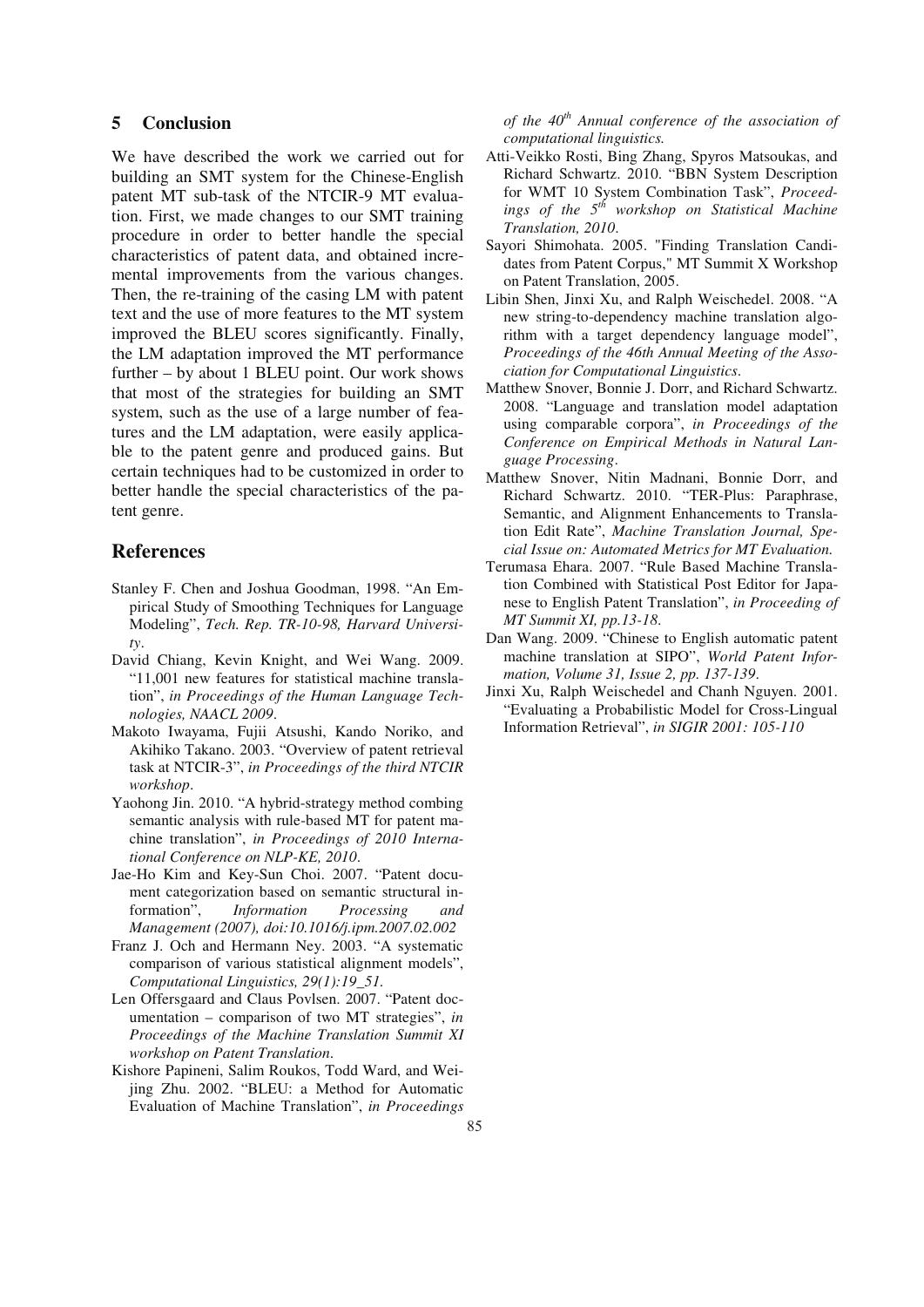## 5 Conclusion

We have described the work we carried out for building an SMT system for the Chinese-English patent MT sub-task of the NTCIR-9 MT evaluation. First, we made changes to our SMT training procedure in order to better handle the special characteristics of patent data, and obtained incremental improvements from the various changes. Then, the re-training of the casing LM with patent text and the use of more features to the MT system improved the BLEU scores significantly. Finally, the LM adaptation improved the MT performance further – by about 1 BLEU point. Our work shows that most of the strategies for building an SMT system, such as the use of a large number of features and the LM adaptation, were easily applicable to the patent genre and produced gains. But certain techniques had to be customized in order to better handle the special characteristics of the patent genre.

## References

Stanley F. Chen and Joshua Goodman, 1998. "An Empirical Study of Smoothing Techniques for Language Modeling", *Tech. Rep. TR-10-98, Harvard University*.

David Chiang, Kevin Knight, and Wei Wang. 2009. "11,001 new features for statistical machine translation", *in Proceedings of the Human Language Technologies, NAACL 2009*.

Makoto Iwayama, Fujii Atsushi, Kando Noriko, and Akihiko Takano. 2003. "Overview of patent retrieval task at NTCIR-3", *in Proceedings of the third NTCIR workshop*.

Yaohong Jin. 2010. "A hybrid-strategy method combing semantic analysis with rule-based MT for patent machine translation", *in Proceedings of 2010 International Conference on NLP-KE, 2010*.

Jae-Ho Kim and Key-Sun Choi. 2007. "Patent document categorization based on semantic structural information", *Information Processing and Management (2007), doi:10.1016/j.ipm.2007.02.002*

Franz J. Och and Hermann Ney. 2003. "A systematic comparison of various statistical alignment models", *Computational Linguistics, 29(1):19_51.*

Len Offersgaard and Claus Povlsen. 2007. "Patent documentation – comparison of two MT strategies", *in Proceedings of the Machine Translation Summit XI workshop on Patent Translation*.

Kishore Papineni, Salim Roukos, Todd Ward, and Weijing Zhu. 2002. "BLEU: a Method for Automatic Evaluation of Machine Translation", *in Proceedings of the 40th Annual conference of the association of computational linguistics.*

Atti-Veikko Rosti, Bing Zhang, Spyros Matsoukas, and Richard Schwartz. 2010. "BBN System Description for WMT 10 System Combination Task", *Proceedings of the 5th workshop on Statistical Machine Translation, 2010*.

Sayori Shimohata. 2005. "Finding Translation Candidates from Patent Corpus," MT Summit X Workshop on Patent Translation, 2005.

Libin Shen, Jinxi Xu, and Ralph Weischedel. 2008. "A new string-to-dependency machine translation algorithm with a target dependency language model", *Proceedings of the 46th Annual Meeting of the Association for Computational Linguistics*.

Matthew Snover, Bonnie J. Dorr, and Richard Schwartz. 2008. "Language and translation model adaptation using comparable corpora", *in Proceedings of the Conference on Empirical Methods in Natural Language Processing*.

Matthew Snover, Nitin Madnani, Bonnie Dorr, and Richard Schwartz. 2010. "TER-Plus: Paraphrase, Semantic, and Alignment Enhancements to Translation Edit Rate", *Machine Translation Journal, Special Issue on: Automated Metrics for MT Evaluation.*

Terumasa Ehara. 2007. "Rule Based Machine Translation Combined with Statistical Post Editor for Japanese to English Patent Translation", *in Proceeding of MT Summit XI, pp.13-18.*

Dan Wang. 2009. "Chinese to English automatic patent machine translation at SIPO", *World Patent Information, Volume 31, Issue 2, pp. 137-139*.

Jinxi Xu, Ralph Weischedel and Chanh Nguyen. 2001. "Evaluating a Probabilistic Model for Cross-Lingual Information Retrieval", *in SIGIR 2001: 105-110*